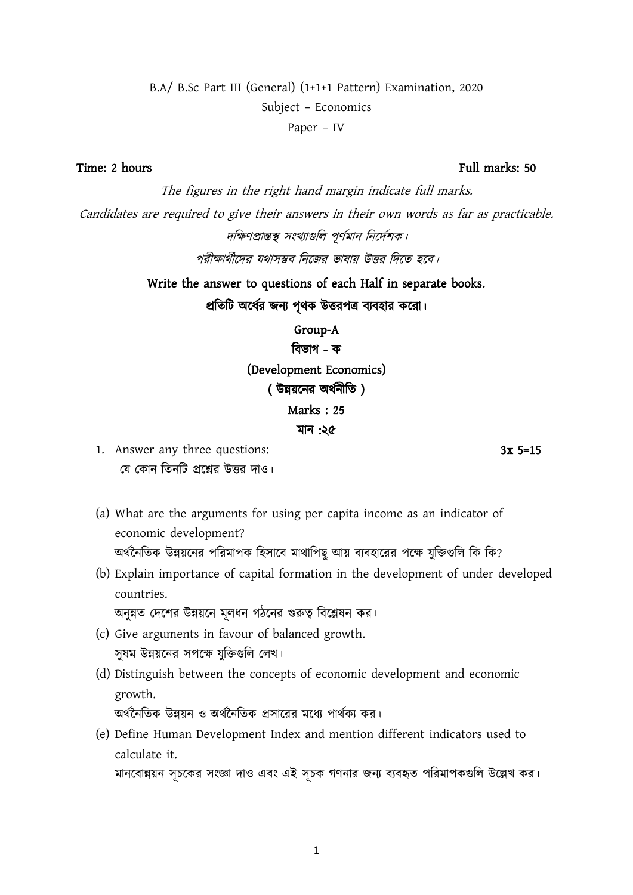B.A/ B.Sc Part III (General) (1+1+1 Pattern) Examination, 2020

Subject – Economics

Paper – IV

**Time: 2 hours** **Full marks: 50**

*The figures in the right hand margin indicate full marks.*

*Candidates are required to give their answers in their own words as far as practicable.*

*দক্ষিণপ্রান্তস্থ সংখ্যাগুলি পূর্ণমান নির্দেশক।*

*পরীক্ষার্থীদের যথাসম্ভব নিজের ভাষায় উত্তর দিতে হবে।*

**Write the answer to questions of each Half in separate books.**

**প্রতিটি অর্ধের জন্য পৃথক উত্তরপত্র ব্যবহার করো।**

## Group-A

## বিভাগ - ক

## (Development Economics)

## ( উন্নয়নের অর্থনীতি )

**Marks : 25**

**মান :২৫**

1. Answer any three questions: **3x 5=15**

   যে কোন তিনটি প্রশ্নের উত্তর দাও।

(a) What are the arguments for using per capita income as an indicator of economic development?

অর্থনৈতিক উন্নয়নের পরিমাপক হিসাবে মাথাপিছু আয় ব্যবহারের পক্ষে যুক্তিগুলি কি কি?

(b) Explain importance of capital formation in the development of under developed countries.

অনুন্নত দেশের উন্নয়নে মূলধন গঠনের গুরুত্ব বিশ্লেষন কর।

(c) Give arguments in favour of balanced growth.

সুষম উন্নয়নের সপক্ষে যুক্তিগুলি লেখ।

(d) Distinguish between the concepts of economic development and economic growth.

অর্থনৈতিক উন্নয়ন ও অর্থনৈতিক প্রসারের মধ্যে পার্থক্য কর।

(e) Define Human Development Index and mention different indicators used to calculate it.

মানবোন্নয়ন সূচকের সংজ্ঞা দাও এবং এই সূচক গণনার জন্য ব্যবহৃত পরিমাপকগুলি উল্লেখ কর।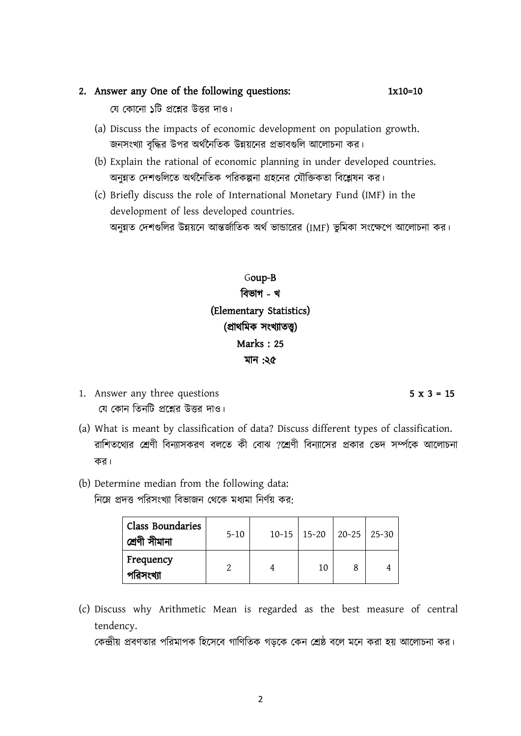2. **Answer any One of the following questions:** **1x10=10**

   যে কোনো ১টি প্রশ্নের উত্তর দাও।

   (a) Discuss the impacts of economic development on population growth.
   জনসংখ্যা বৃদ্ধির উপর অর্থনৈতিক উন্নয়নের প্রভাবগুলি আলোচনা কর।

   (b) Explain the rational of economic planning in under developed countries.
   অনুন্নত দেশগুলিতে অর্থনৈতিক পরিকল্পনা গ্রহনের যৌক্তিকতা বিশ্লেষন কর।

   (c) Briefly discuss the role of International Monetary Fund (IMF) in the development of less developed countries.
   অনুন্নত দেশগুলির উন্নয়নে আন্তর্জাতিক অর্থ ভান্ডারের (IMF) ভুমিকা সংক্ষেপে আলোচনা কর।

## Goup-B
## বিভাগ - খ
## (Elementary Statistics)
## (প্রাথমিক সংখ্যাতত্ত্ব)
## Marks : 25
## মান :২৫

1. Answer any three questions **5 x 3 = 15**

   যে কোন তিনটি প্রশ্নের উত্তর দাও।

(a) What is meant by classification of data? Discuss different types of classification.
রাশিতথ্যের শ্রেণী বিন্যাসকরণ বলতে কী বোঝ ?শ্রেণী বিন্যাসের প্রকার ভেদ সর্ম্পকে আলোচনা কর।

(b) Determine median from the following data:
নিম্নে প্রদত্ত পরিসংখ্যা বিভাজন থেকে মধ্যমা নির্ণয় কর:

| Class Boundaries শ্রেণী সীমানা | 5-10 | 10-15 | 15-20 | 20-25 | 25-30 |
|---|---|---|---|---|---|
| Frequency পরিসংখ্যা | 2 | 4 | 10 | 8 | 4 |

(c) Discuss why Arithmetic Mean is regarded as the best measure of central tendency.
কেন্দ্রীয় প্রবণতার পরিমাপক হিসেবে গাণিতিক গড়কে কেন শ্রেষ্ঠ বলে মনে করা হয় আলোচনা কর।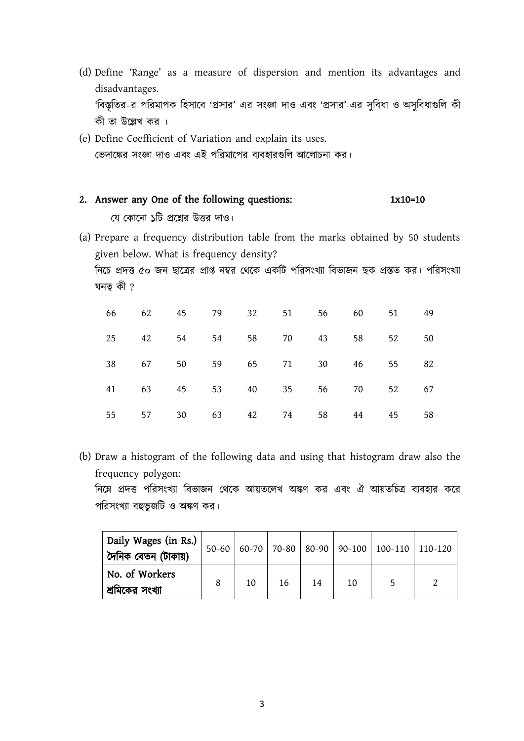(d) Define 'Range' as a measure of dispersion and mention its advantages and disadvantages.
'বিস্তৃতির–র পরিমাপক হিসাবে 'প্রসার' এর সংজ্ঞা দাও এবং 'প্রসার'-এর সুবিধা ও অসুবিধাগুলি কী কী তা উল্লেখ কর ।

(e) Define Coefficient of Variation and explain its uses.
ভেদাঙ্কের সংজ্ঞা দাও এবং এই পরিমাপের ব্যবহারগুলি আলোচনা কর।

**2. Answer any One of the following questions: 1x10=10**

যে কোনো ১টি প্রশ্নের উত্তর দাও।

(a) Prepare a frequency distribution table from the marks obtained by 50 students given below. What is frequency density?
নিচে প্রদত্ত ৫০ জন ছাত্রের প্রাপ্ত নম্বর থেকে একটি পরিসংখ্যা বিভাজন ছক প্রস্তত কর। পরিসংখ্যা ঘনত্ব কী ?

| | | | | | | | | | |
|---|---|---|---|---|---|---|---|---|---|
| 66 | 62 | 45 | 79 | 32 | 51 | 56 | 60 | 51 | 49 |
| 25 | 42 | 54 | 54 | 58 | 70 | 43 | 58 | 52 | 50 |
| 38 | 67 | 50 | 59 | 65 | 71 | 30 | 46 | 55 | 82 |
| 41 | 63 | 45 | 53 | 40 | 35 | 56 | 70 | 52 | 67 |
| 55 | 57 | 30 | 63 | 42 | 74 | 58 | 44 | 45 | 58 |

(b) Draw a histogram of the following data and using that histogram draw also the frequency polygon:
নিম্নে প্রদত্ত পরিসংখ্যা বিভাজন থেকে আয়তলেখ অঙ্কণ কর এবং ঐ আয়তচিত্র ব্যবহার করে পরিসংখ্যা বহুভুজটি ও অঙ্কণ কর।

| Daily Wages (in Rs.) দৈনিক বেতন (টাকায়) | 50-60 | 60-70 | 70-80 | 80-90 | 90-100 | 100-110 | 110-120 |
|---|---|---|---|---|---|---|---|
| No. of Workers শ্রমিকের সংখ্যা | 8 | 10 | 16 | 14 | 10 | 5 | 2 |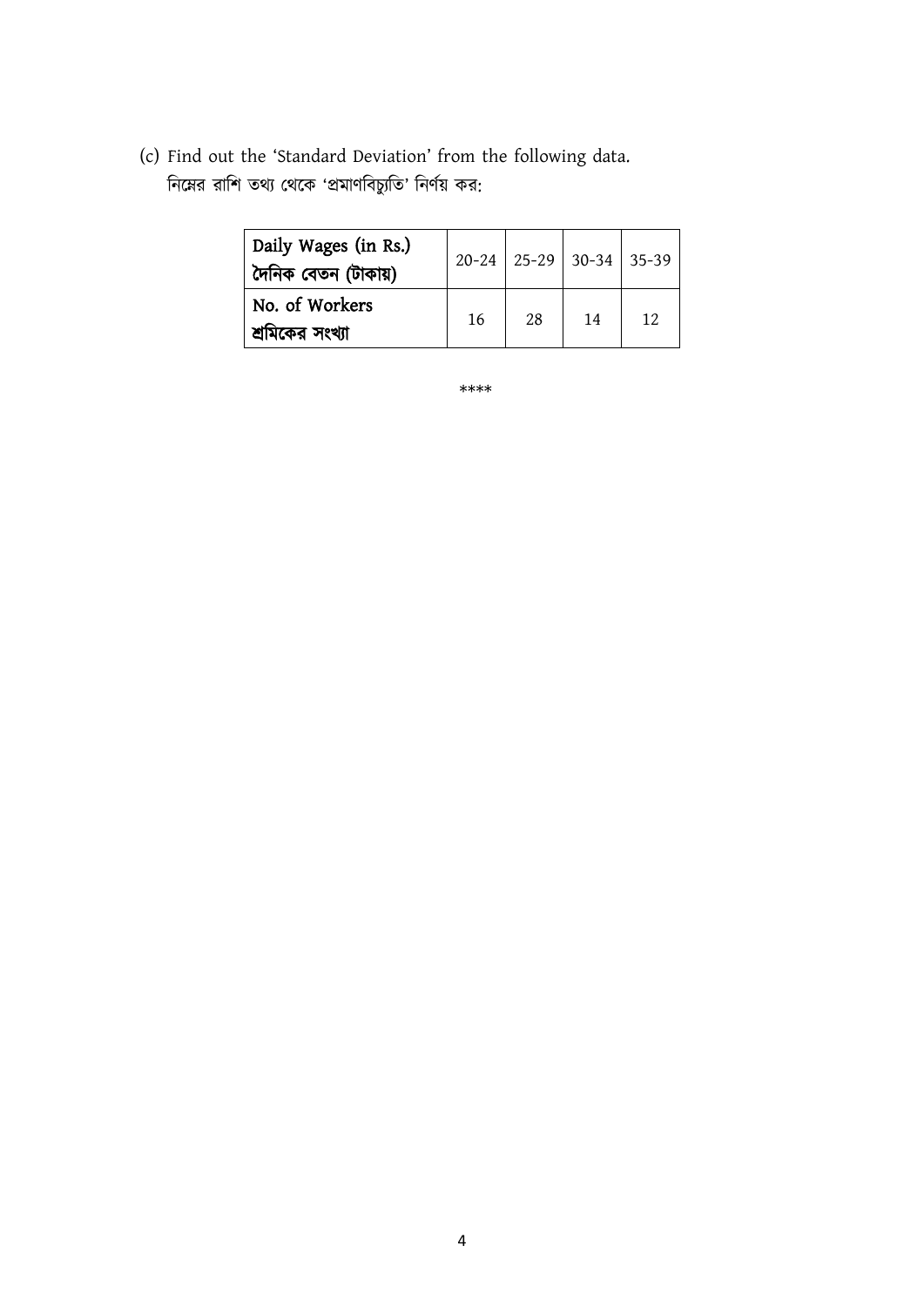(c) Find out the 'Standard Deviation' from the following data.
নিম্নের রাশি তথ্য থেকে 'প্রমাণবিচ্যুতি' নির্ণয় কর:

| Daily Wages (in Rs.) দৈনিক বেতন (টাকায়) | 20-24 | 25-29 | 30-34 | 35-39 |
|---|---|---|---|---|
| No. of Workers শ্রমিকের সংখ্যা | 16 | 28 | 14 | 12 |

****